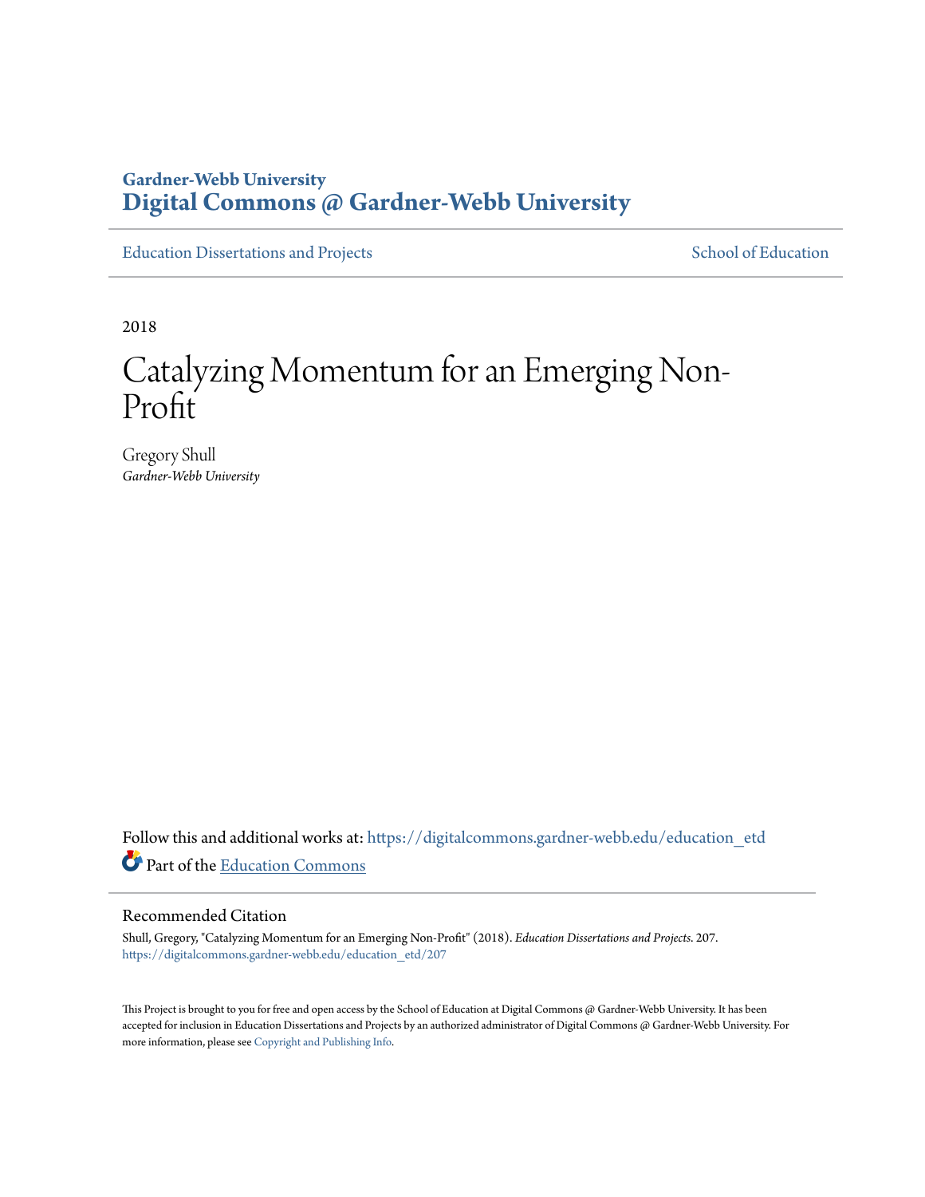Gardner-Webb University
# Digital Commons @ Gardner-Webb University

Education Dissertations and Projects | School of Education

2018

# Catalyzing Momentum for an Emerging Non-Profit

Gregory Shull
*Gardner-Webb University*

Follow this and additional works at: https://digitalcommons.gardner-webb.edu/education_etd

Part of the Education Commons

## Recommended Citation

Shull, Gregory, "Catalyzing Momentum for an Emerging Non-Profit" (2018). *Education Dissertations and Projects*. 207.
https://digitalcommons.gardner-webb.edu/education_etd/207

This Project is brought to you for free and open access by the School of Education at Digital Commons @ Gardner-Webb University. It has been accepted for inclusion in Education Dissertations and Projects by an authorized administrator of Digital Commons @ Gardner-Webb University. For more information, please see Copyright and Publishing Info.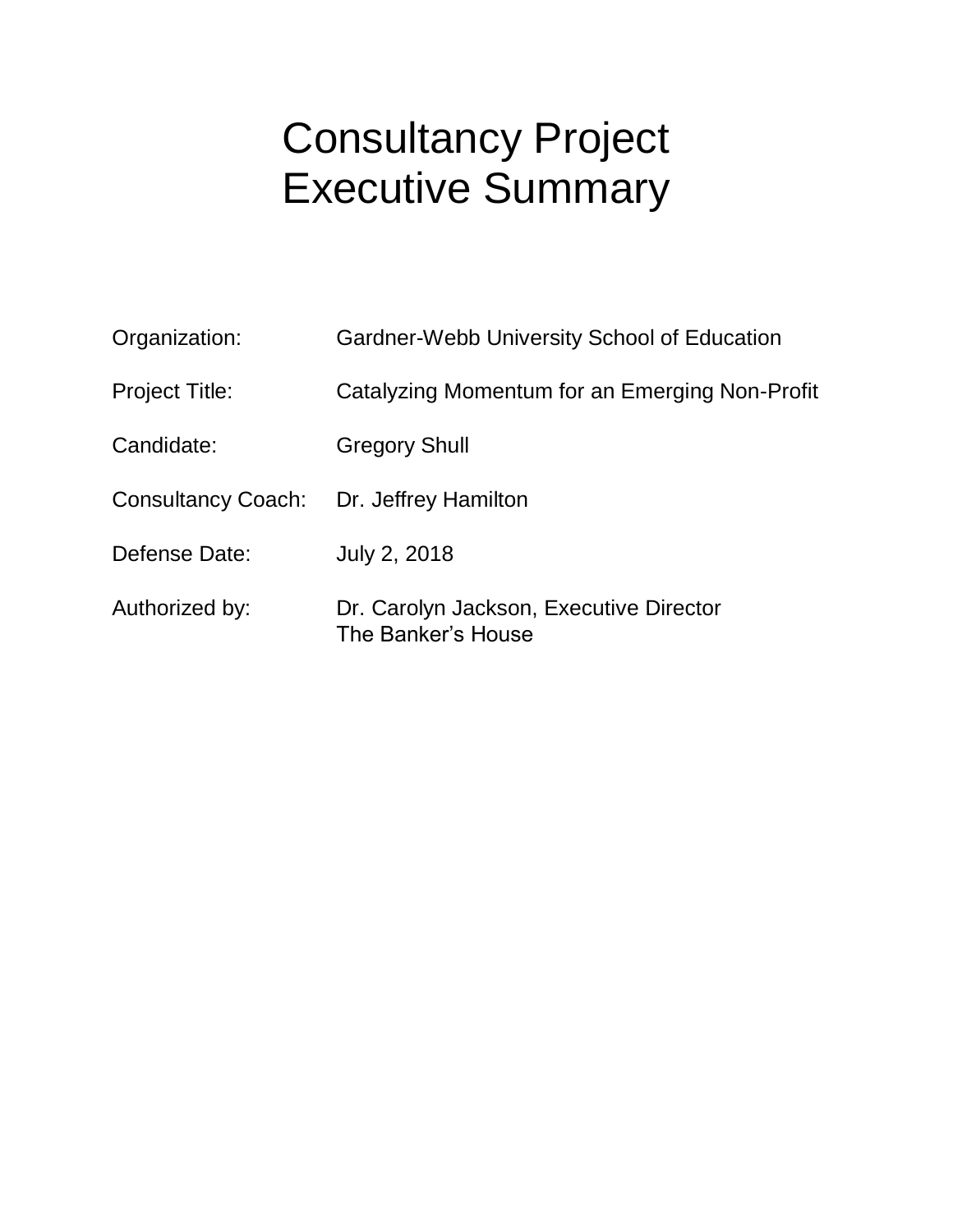# Consultancy Project Executive Summary

| | |
|---|---|
| Organization: | Gardner-Webb University School of Education |
| Project Title: | Catalyzing Momentum for an Emerging Non-Profit |
| Candidate: | Gregory Shull |
| Consultancy Coach: | Dr. Jeffrey Hamilton |
| Defense Date: | July 2, 2018 |
| Authorized by: | Dr. Carolyn Jackson, Executive Director<br>The Banker's House |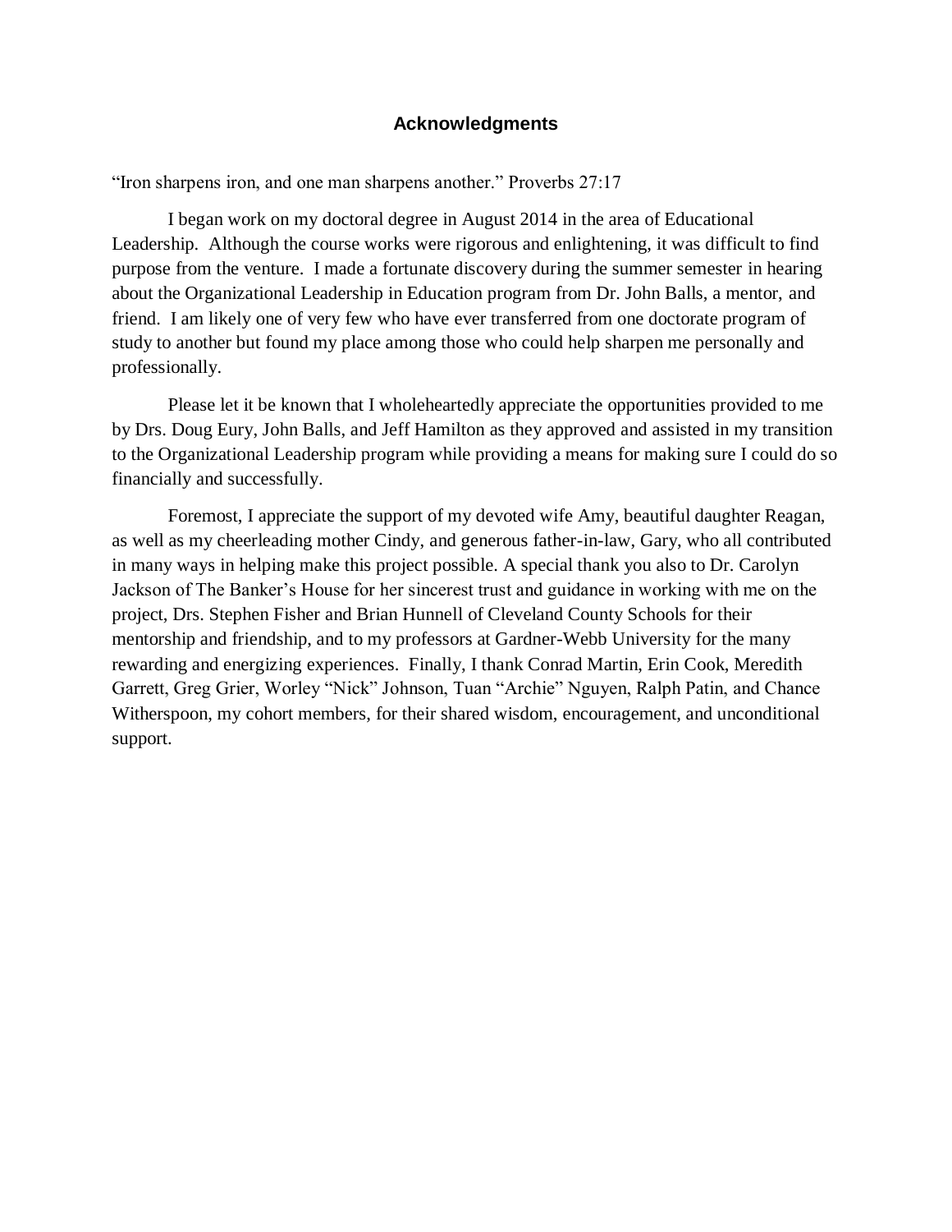## Acknowledgments

"Iron sharpens iron, and one man sharpens another." Proverbs 27:17

I began work on my doctoral degree in August 2014 in the area of Educational Leadership. Although the course works were rigorous and enlightening, it was difficult to find purpose from the venture. I made a fortunate discovery during the summer semester in hearing about the Organizational Leadership in Education program from Dr. John Balls, a mentor, and friend. I am likely one of very few who have ever transferred from one doctorate program of study to another but found my place among those who could help sharpen me personally and professionally.

Please let it be known that I wholeheartedly appreciate the opportunities provided to me by Drs. Doug Eury, John Balls, and Jeff Hamilton as they approved and assisted in my transition to the Organizational Leadership program while providing a means for making sure I could do so financially and successfully.

Foremost, I appreciate the support of my devoted wife Amy, beautiful daughter Reagan, as well as my cheerleading mother Cindy, and generous father-in-law, Gary, who all contributed in many ways in helping make this project possible. A special thank you also to Dr. Carolyn Jackson of The Banker's House for her sincerest trust and guidance in working with me on the project, Drs. Stephen Fisher and Brian Hunnell of Cleveland County Schools for their mentorship and friendship, and to my professors at Gardner-Webb University for the many rewarding and energizing experiences. Finally, I thank Conrad Martin, Erin Cook, Meredith Garrett, Greg Grier, Worley "Nick" Johnson, Tuan "Archie" Nguyen, Ralph Patin, and Chance Witherspoon, my cohort members, for their shared wisdom, encouragement, and unconditional support.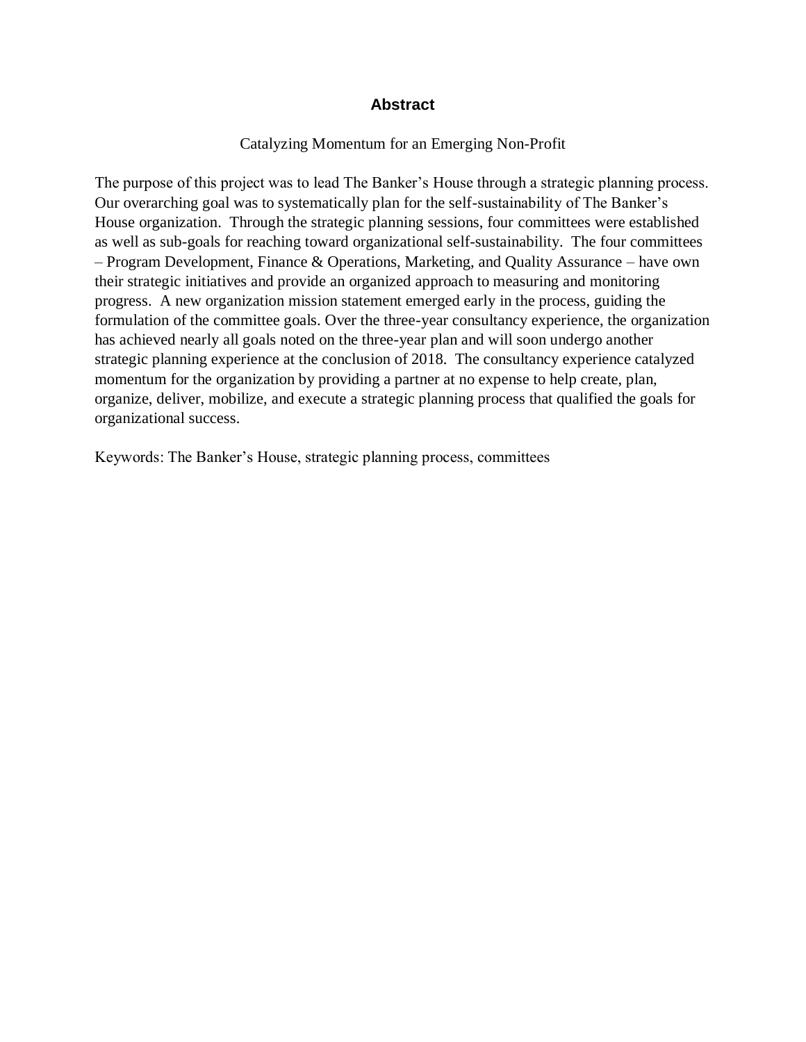# Abstract

Catalyzing Momentum for an Emerging Non-Profit

The purpose of this project was to lead The Banker's House through a strategic planning process. Our overarching goal was to systematically plan for the self-sustainability of The Banker's House organization. Through the strategic planning sessions, four committees were established as well as sub-goals for reaching toward organizational self-sustainability. The four committees – Program Development, Finance & Operations, Marketing, and Quality Assurance – have own their strategic initiatives and provide an organized approach to measuring and monitoring progress. A new organization mission statement emerged early in the process, guiding the formulation of the committee goals. Over the three-year consultancy experience, the organization has achieved nearly all goals noted on the three-year plan and will soon undergo another strategic planning experience at the conclusion of 2018. The consultancy experience catalyzed momentum for the organization by providing a partner at no expense to help create, plan, organize, deliver, mobilize, and execute a strategic planning process that qualified the goals for organizational success.

Keywords: The Banker's House, strategic planning process, committees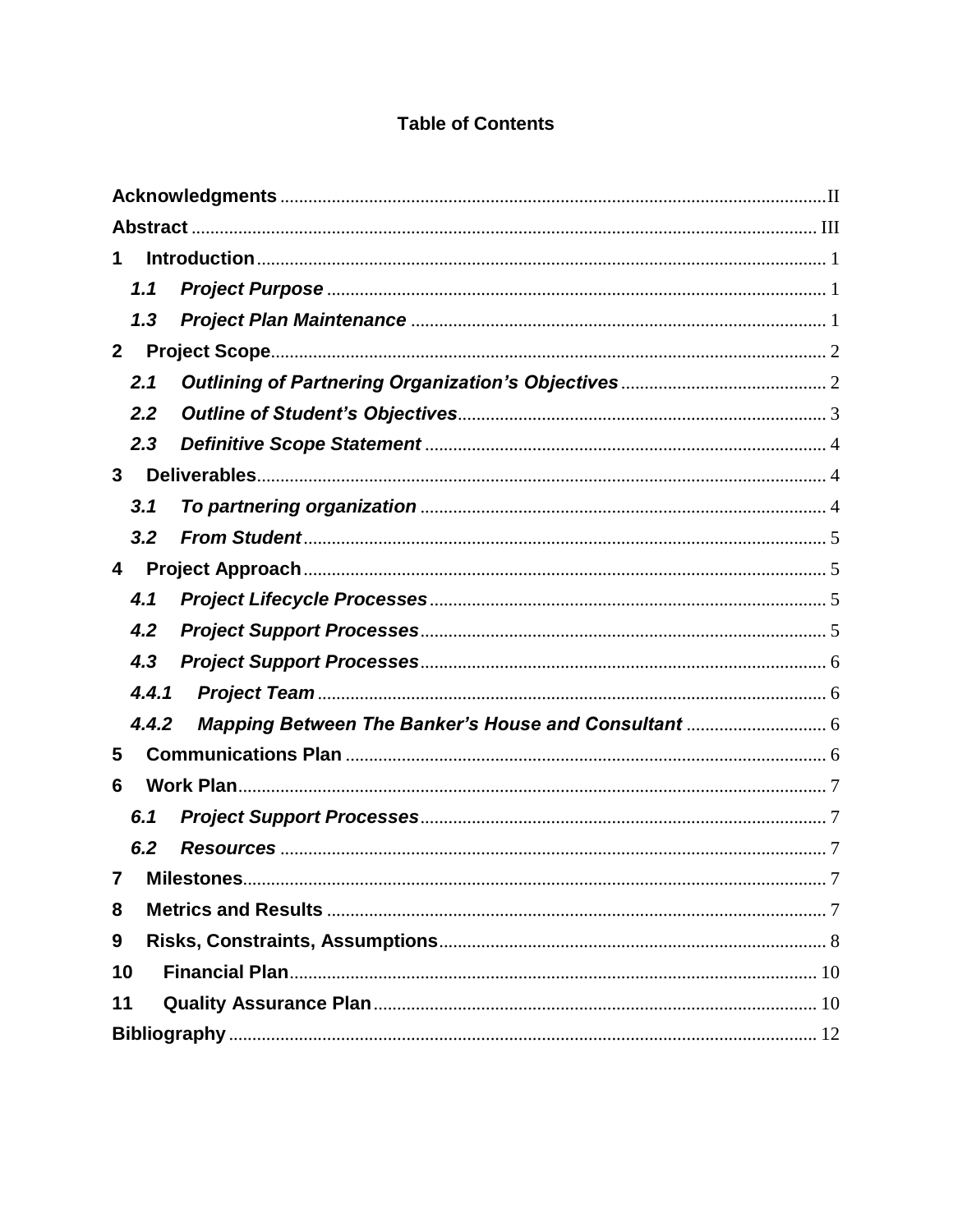**Table of Contents**

**Acknowledgments** .......... II

**Abstract** .......... III

**1 Introduction** .......... 1

- ***1.1 Project Purpose*** .......... 1
- ***1.3 Project Plan Maintenance*** .......... 1

**2 Project Scope** .......... 2

- ***2.1 Outlining of Partnering Organization's Objectives*** .......... 2
- ***2.2 Outline of Student's Objectives*** .......... 3
- ***2.3 Definitive Scope Statement*** .......... 4

**3 Deliverables** .......... 4

- ***3.1 To partnering organization*** .......... 4
- ***3.2 From Student*** .......... 5

**4 Project Approach** .......... 5

- ***4.1 Project Lifecycle Processes*** .......... 5
- ***4.2 Project Support Processes*** .......... 5
- ***4.3 Project Support Processes*** .......... 6
- ***4.4.1 Project Team*** .......... 6
- ***4.4.2 Mapping Between The Banker's House and Consultant*** .......... 6

**5 Communications Plan** .......... 6

**6 Work Plan** .......... 7

- ***6.1 Project Support Processes*** .......... 7
- ***6.2 Resources*** .......... 7

**7 Milestones** .......... 7

**8 Metrics and Results** .......... 7

**9 Risks, Constraints, Assumptions** .......... 8

**10 Financial Plan** .......... 10

**11 Quality Assurance Plan** .......... 10

**Bibliography** .......... 12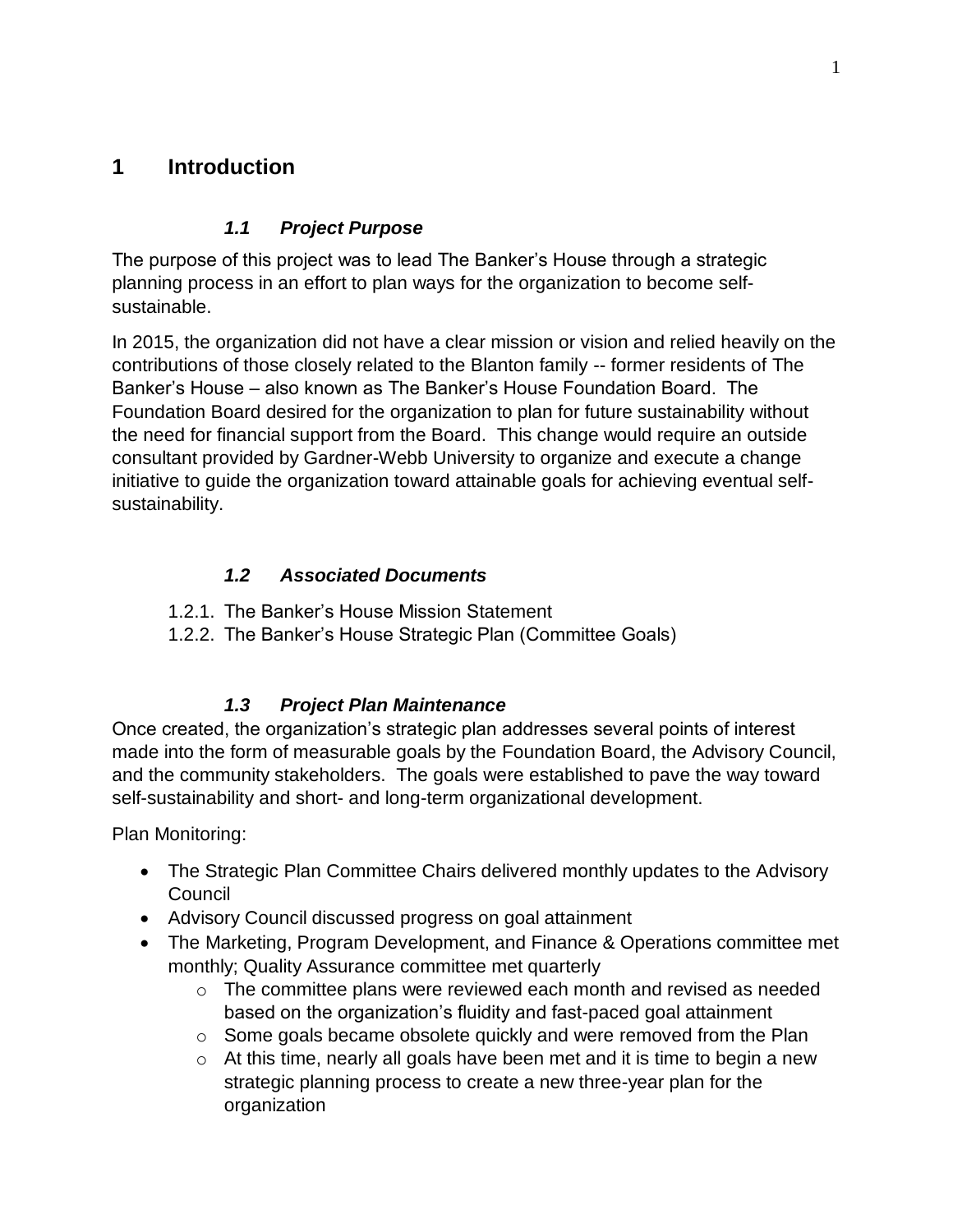# 1 Introduction

### *1.1 Project Purpose*

The purpose of this project was to lead The Banker's House through a strategic planning process in an effort to plan ways for the organization to become self-sustainable.

In 2015, the organization did not have a clear mission or vision and relied heavily on the contributions of those closely related to the Blanton family -- former residents of The Banker's House – also known as The Banker's House Foundation Board. The Foundation Board desired for the organization to plan for future sustainability without the need for financial support from the Board. This change would require an outside consultant provided by Gardner-Webb University to organize and execute a change initiative to guide the organization toward attainable goals for achieving eventual self-sustainability.

### *1.2 Associated Documents*

1.2.1. The Banker's House Mission Statement
1.2.2. The Banker's House Strategic Plan (Committee Goals)

### *1.3 Project Plan Maintenance*

Once created, the organization's strategic plan addresses several points of interest made into the form of measurable goals by the Foundation Board, the Advisory Council, and the community stakeholders. The goals were established to pave the way toward self-sustainability and short- and long-term organizational development.

Plan Monitoring:

- The Strategic Plan Committee Chairs delivered monthly updates to the Advisory Council
- Advisory Council discussed progress on goal attainment
- The Marketing, Program Development, and Finance & Operations committee met monthly; Quality Assurance committee met quarterly
  - The committee plans were reviewed each month and revised as needed based on the organization's fluidity and fast-paced goal attainment
  - Some goals became obsolete quickly and were removed from the Plan
  - At this time, nearly all goals have been met and it is time to begin a new strategic planning process to create a new three-year plan for the organization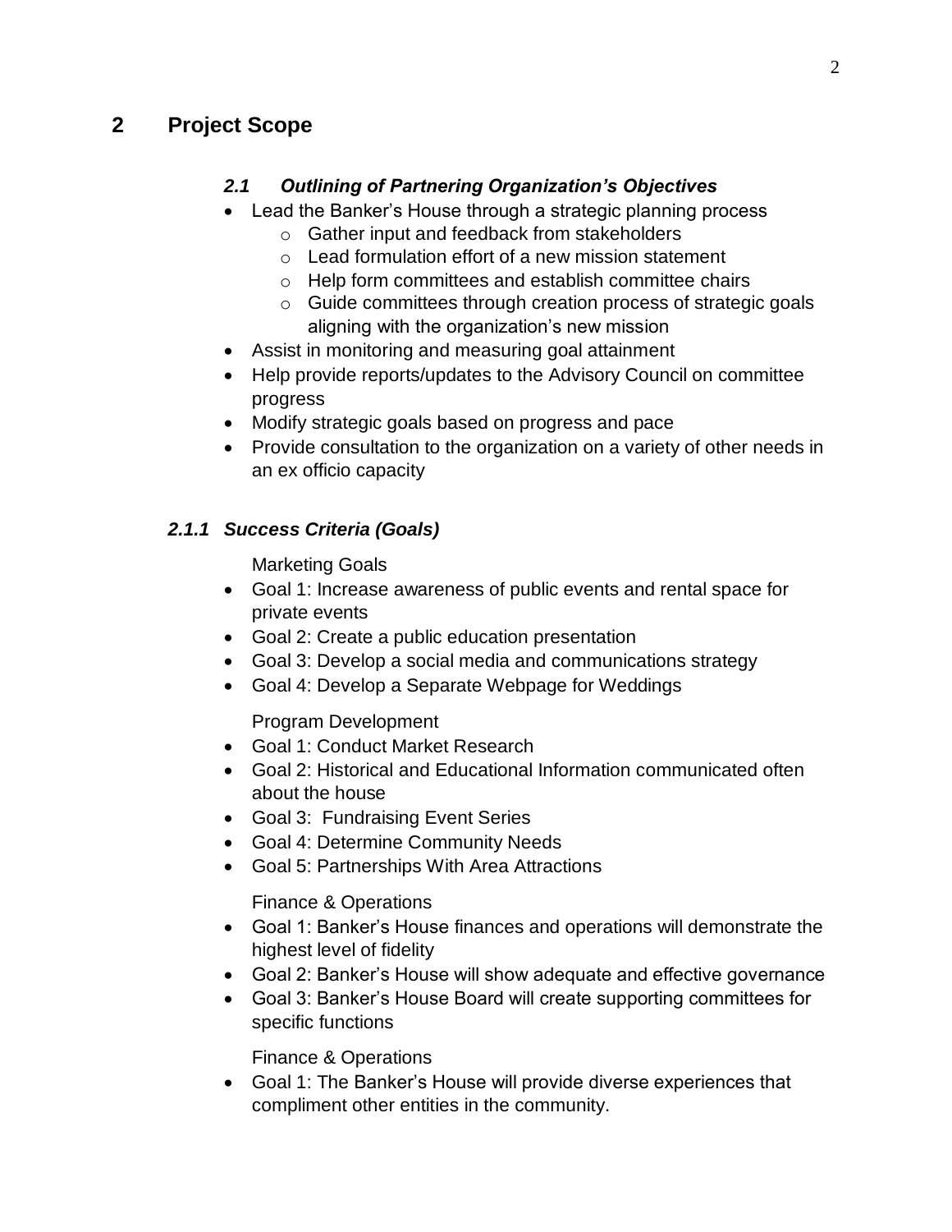# 2 Project Scope

### *2.1 Outlining of Partnering Organization's Objectives*

- Lead the Banker's House through a strategic planning process
  - Gather input and feedback from stakeholders
  - Lead formulation effort of a new mission statement
  - Help form committees and establish committee chairs
  - Guide committees through creation process of strategic goals aligning with the organization's new mission
- Assist in monitoring and measuring goal attainment
- Help provide reports/updates to the Advisory Council on committee progress
- Modify strategic goals based on progress and pace
- Provide consultation to the organization on a variety of other needs in an ex officio capacity

### *2.1.1 Success Criteria (Goals)*

Marketing Goals

- Goal 1: Increase awareness of public events and rental space for private events
- Goal 2: Create a public education presentation
- Goal 3: Develop a social media and communications strategy
- Goal 4: Develop a Separate Webpage for Weddings

Program Development

- Goal 1: Conduct Market Research
- Goal 2: Historical and Educational Information communicated often about the house
- Goal 3: Fundraising Event Series
- Goal 4: Determine Community Needs
- Goal 5: Partnerships With Area Attractions

Finance & Operations

- Goal 1: Banker's House finances and operations will demonstrate the highest level of fidelity
- Goal 2: Banker's House will show adequate and effective governance
- Goal 3: Banker's House Board will create supporting committees for specific functions

Finance & Operations

- Goal 1: The Banker's House will provide diverse experiences that compliment other entities in the community.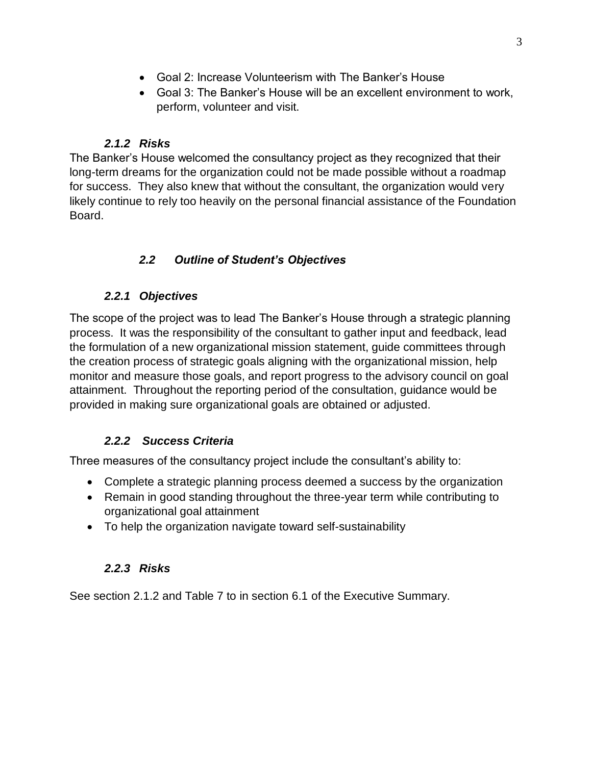- Goal 2: Increase Volunteerism with The Banker's House
- Goal 3: The Banker's House will be an excellent environment to work, perform, volunteer and visit.

#### *2.1.2 Risks*

The Banker's House welcomed the consultancy project as they recognized that their long-term dreams for the organization could not be made possible without a roadmap for success. They also knew that without the consultant, the organization would very likely continue to rely too heavily on the personal financial assistance of the Foundation Board.

### *2.2 Outline of Student's Objectives*

#### *2.2.1 Objectives*

The scope of the project was to lead The Banker's House through a strategic planning process. It was the responsibility of the consultant to gather input and feedback, lead the formulation of a new organizational mission statement, guide committees through the creation process of strategic goals aligning with the organizational mission, help monitor and measure those goals, and report progress to the advisory council on goal attainment. Throughout the reporting period of the consultation, guidance would be provided in making sure organizational goals are obtained or adjusted.

#### *2.2.2 Success Criteria*

Three measures of the consultancy project include the consultant's ability to:

- Complete a strategic planning process deemed a success by the organization
- Remain in good standing throughout the three-year term while contributing to organizational goal attainment
- To help the organization navigate toward self-sustainability

#### *2.2.3 Risks*

See section 2.1.2 and Table 7 to in section 6.1 of the Executive Summary.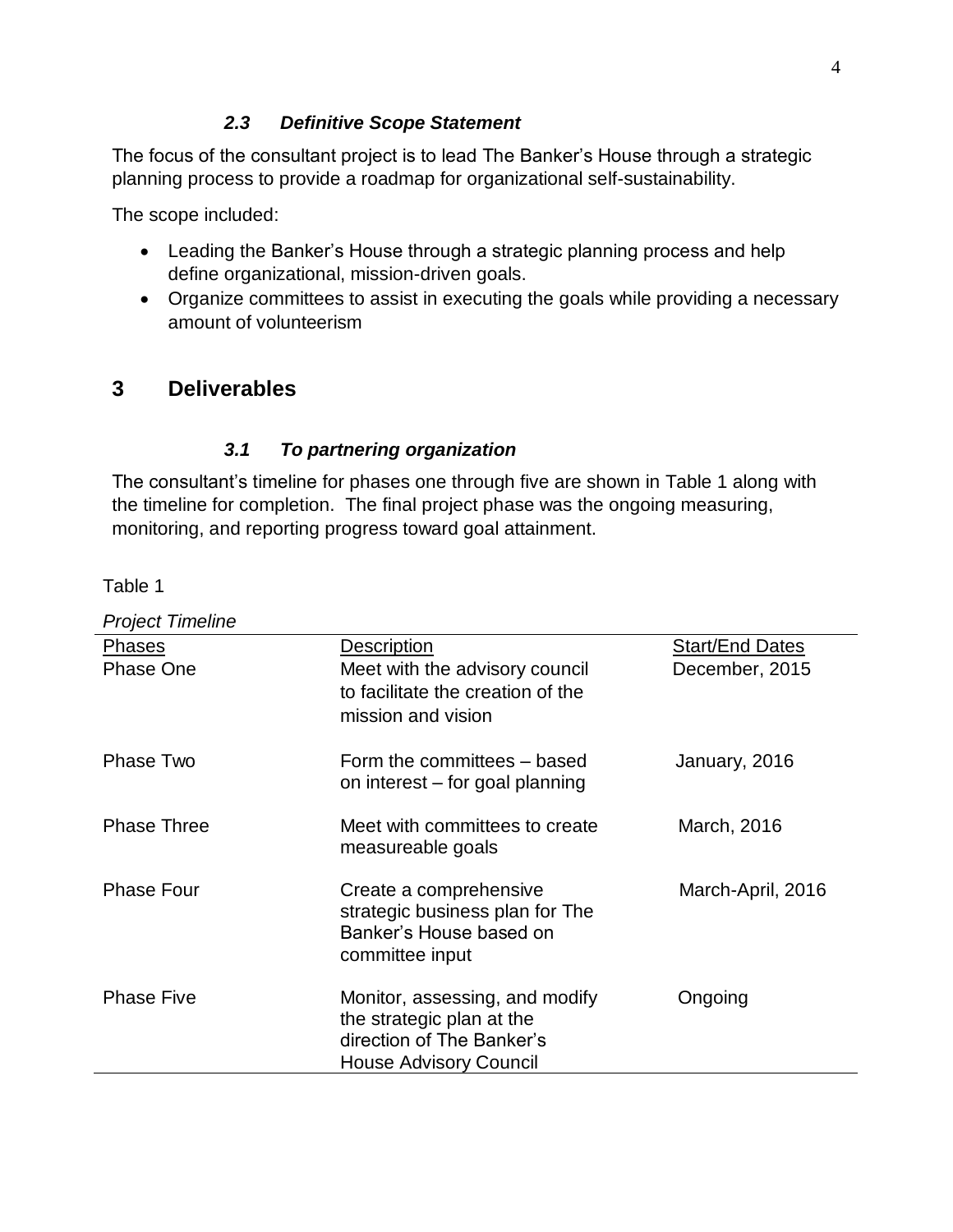### *2.3 Definitive Scope Statement*

The focus of the consultant project is to lead The Banker's House through a strategic planning process to provide a roadmap for organizational self-sustainability.

The scope included:

- Leading the Banker's House through a strategic planning process and help define organizational, mission-driven goals.
- Organize committees to assist in executing the goals while providing a necessary amount of volunteerism

## 3 Deliverables

### *3.1 To partnering organization*

The consultant's timeline for phases one through five are shown in Table 1 along with the timeline for completion. The final project phase was the ongoing measuring, monitoring, and reporting progress toward goal attainment.

Table 1

*Project Timeline*

| Phases | Description | Start/End Dates |
|---|---|---|
| Phase One | Meet with the advisory council to facilitate the creation of the mission and vision | December, 2015 |
| Phase Two | Form the committees – based on interest – for goal planning | January, 2016 |
| Phase Three | Meet with committees to create measureable goals | March, 2016 |
| Phase Four | Create a comprehensive strategic business plan for The Banker's House based on committee input | March-April, 2016 |
| Phase Five | Monitor, assessing, and modify the strategic plan at the direction of The Banker's House Advisory Council | Ongoing |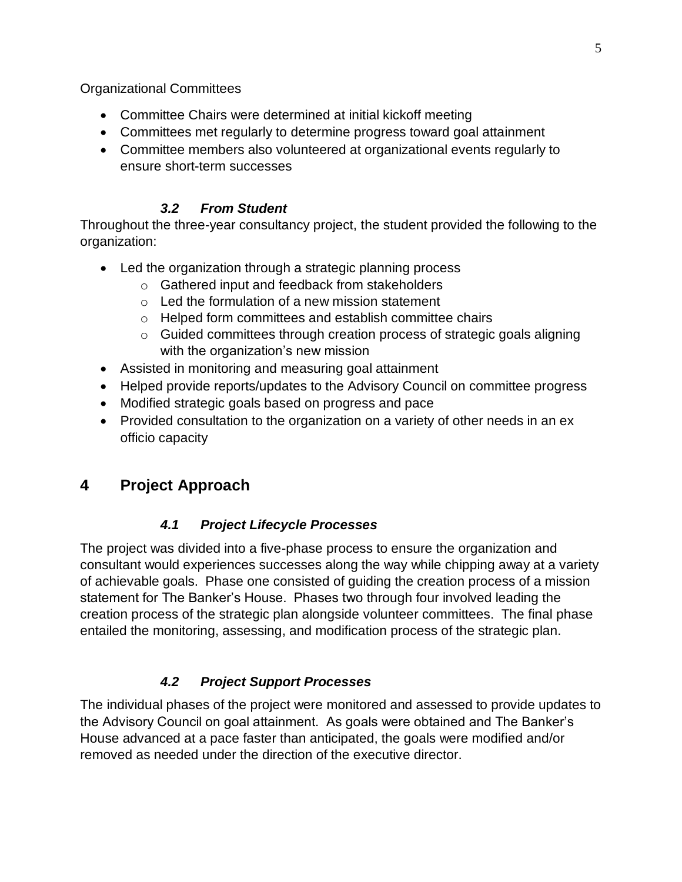Organizational Committees

- Committee Chairs were determined at initial kickoff meeting
- Committees met regularly to determine progress toward goal attainment
- Committee members also volunteered at organizational events regularly to ensure short-term successes

### *3.2 From Student*

Throughout the three-year consultancy project, the student provided the following to the organization:

- Led the organization through a strategic planning process
  - Gathered input and feedback from stakeholders
  - Led the formulation of a new mission statement
  - Helped form committees and establish committee chairs
  - Guided committees through creation process of strategic goals aligning with the organization's new mission
- Assisted in monitoring and measuring goal attainment
- Helped provide reports/updates to the Advisory Council on committee progress
- Modified strategic goals based on progress and pace
- Provided consultation to the organization on a variety of other needs in an ex officio capacity

## 4 Project Approach

### *4.1 Project Lifecycle Processes*

The project was divided into a five-phase process to ensure the organization and consultant would experiences successes along the way while chipping away at a variety of achievable goals. Phase one consisted of guiding the creation process of a mission statement for The Banker's House. Phases two through four involved leading the creation process of the strategic plan alongside volunteer committees. The final phase entailed the monitoring, assessing, and modification process of the strategic plan.

### *4.2 Project Support Processes*

The individual phases of the project were monitored and assessed to provide updates to the Advisory Council on goal attainment. As goals were obtained and The Banker's House advanced at a pace faster than anticipated, the goals were modified and/or removed as needed under the direction of the executive director.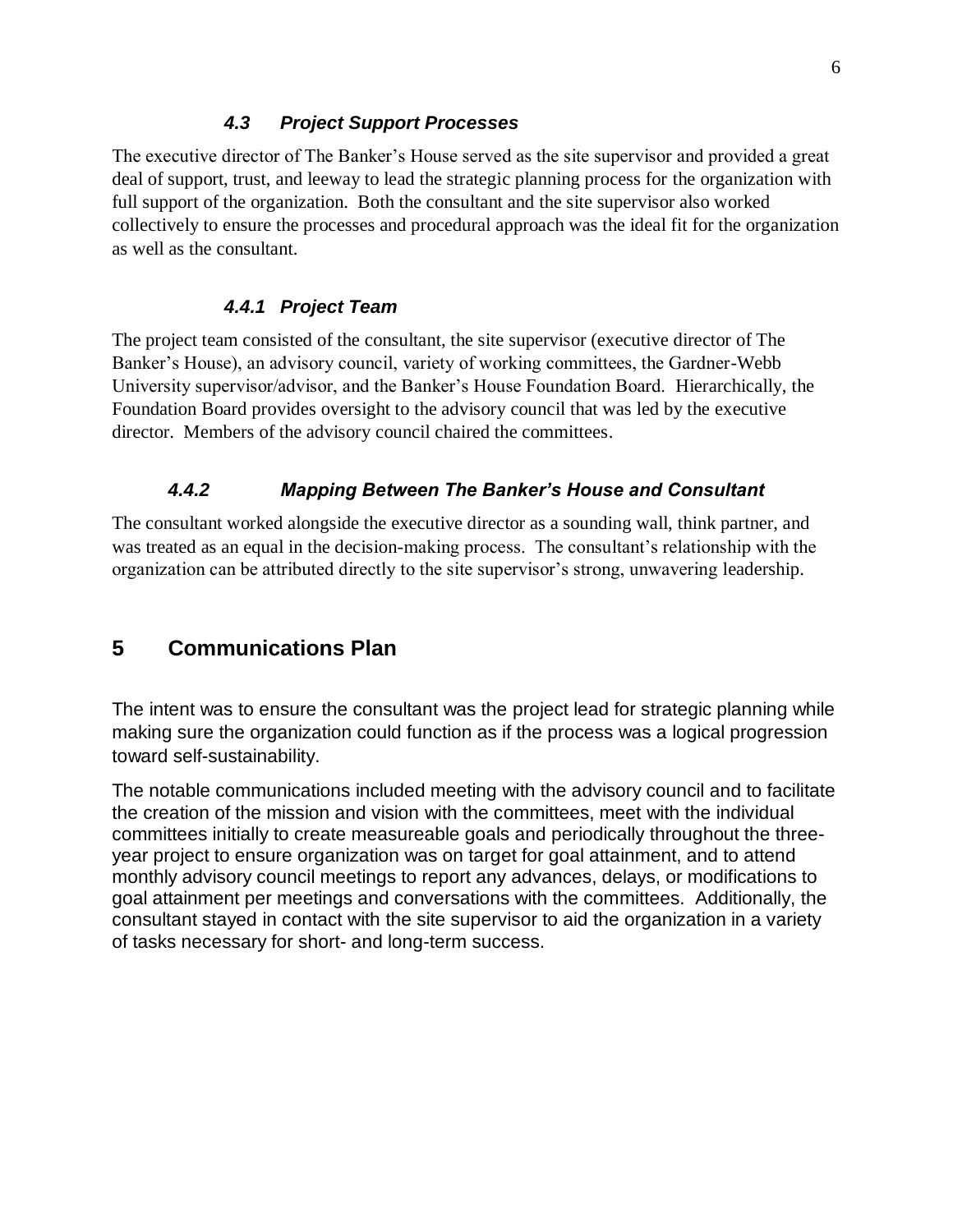### 4.3 Project Support Processes

The executive director of The Banker's House served as the site supervisor and provided a great deal of support, trust, and leeway to lead the strategic planning process for the organization with full support of the organization. Both the consultant and the site supervisor also worked collectively to ensure the processes and procedural approach was the ideal fit for the organization as well as the consultant.

#### 4.4.1 Project Team

The project team consisted of the consultant, the site supervisor (executive director of The Banker's House), an advisory council, variety of working committees, the Gardner-Webb University supervisor/advisor, and the Banker's House Foundation Board. Hierarchically, the Foundation Board provides oversight to the advisory council that was led by the executive director. Members of the advisory council chaired the committees.

#### 4.4.2 Mapping Between The Banker's House and Consultant

The consultant worked alongside the executive director as a sounding wall, think partner, and was treated as an equal in the decision-making process. The consultant's relationship with the organization can be attributed directly to the site supervisor's strong, unwavering leadership.

## 5 Communications Plan

The intent was to ensure the consultant was the project lead for strategic planning while making sure the organization could function as if the process was a logical progression toward self-sustainability.

The notable communications included meeting with the advisory council and to facilitate the creation of the mission and vision with the committees, meet with the individual committees initially to create measureable goals and periodically throughout the three-year project to ensure organization was on target for goal attainment, and to attend monthly advisory council meetings to report any advances, delays, or modifications to goal attainment per meetings and conversations with the committees. Additionally, the consultant stayed in contact with the site supervisor to aid the organization in a variety of tasks necessary for short- and long-term success.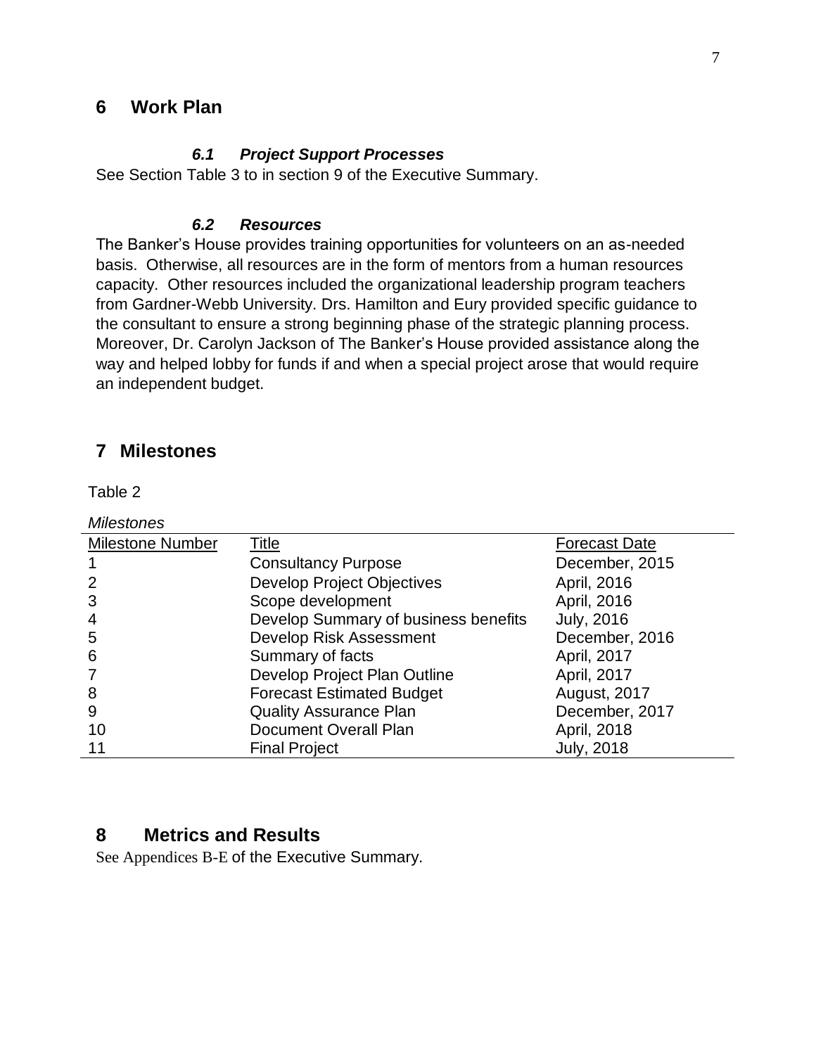## 6 Work Plan

### *6.1 Project Support Processes*

See Section Table 3 to in section 9 of the Executive Summary.

### *6.2 Resources*

The Banker's House provides training opportunities for volunteers on an as-needed basis. Otherwise, all resources are in the form of mentors from a human resources capacity. Other resources included the organizational leadership program teachers from Gardner-Webb University. Drs. Hamilton and Eury provided specific guidance to the consultant to ensure a strong beginning phase of the strategic planning process. Moreover, Dr. Carolyn Jackson of The Banker's House provided assistance along the way and helped lobby for funds if and when a special project arose that would require an independent budget.

## 7 Milestones

Table 2

*Milestones*

| Milestone Number | Title | Forecast Date |
|---|---|---|
| 1 | Consultancy Purpose | December, 2015 |
| 2 | Develop Project Objectives | April, 2016 |
| 3 | Scope development | April, 2016 |
| 4 | Develop Summary of business benefits | July, 2016 |
| 5 | Develop Risk Assessment | December, 2016 |
| 6 | Summary of facts | April, 2017 |
| 7 | Develop Project Plan Outline | April, 2017 |
| 8 | Forecast Estimated Budget | August, 2017 |
| 9 | Quality Assurance Plan | December, 2017 |
| 10 | Document Overall Plan | April, 2018 |
| 11 | Final Project | July, 2018 |

## 8 Metrics and Results

See Appendices B-E of the Executive Summary.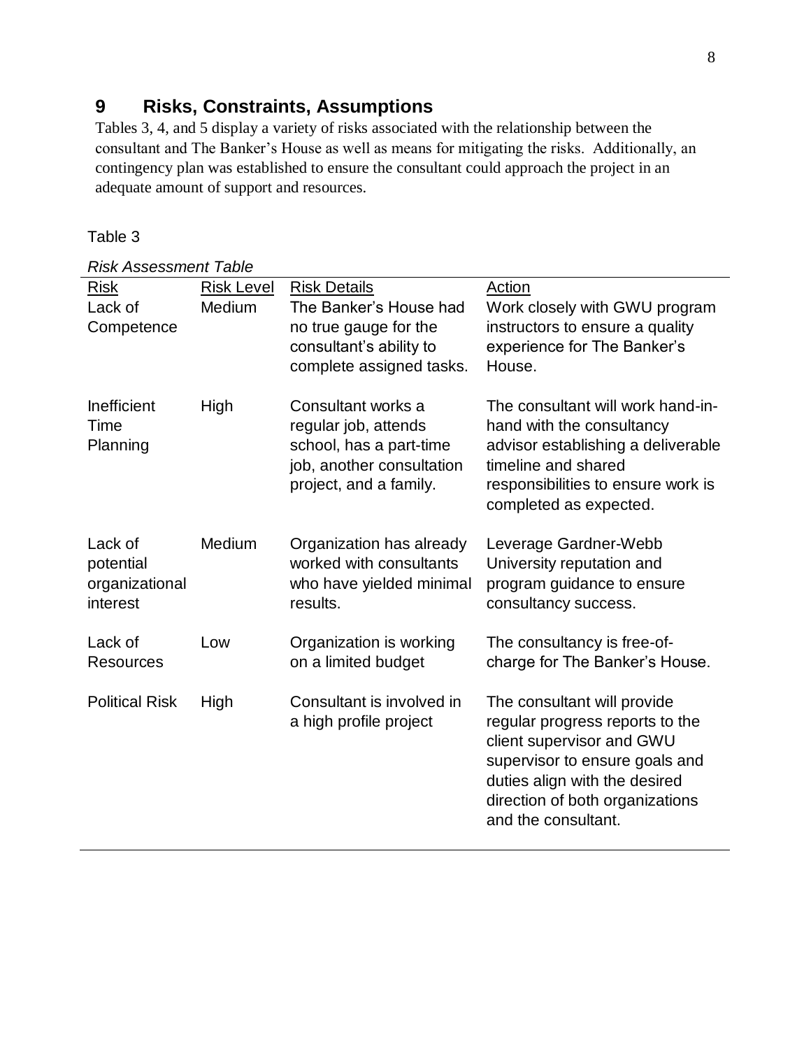# 9 Risks, Constraints, Assumptions

Tables 3, 4, and 5 display a variety of risks associated with the relationship between the consultant and The Banker's House as well as means for mitigating the risks. Additionally, an contingency plan was established to ensure the consultant could approach the project in an adequate amount of support and resources.

Table 3

*Risk Assessment Table*

| Risk | Risk Level | Risk Details | Action |
|---|---|---|---|
| Lack of Competence | Medium | The Banker's House had no true gauge for the consultant's ability to complete assigned tasks. | Work closely with GWU program instructors to ensure a quality experience for The Banker's House. |
| Inefficient Time Planning | High | Consultant works a regular job, attends school, has a part-time job, another consultation project, and a family. | The consultant will work hand-in-hand with the consultancy advisor establishing a deliverable timeline and shared responsibilities to ensure work is completed as expected. |
| Lack of potential organizational interest | Medium | Organization has already worked with consultants who have yielded minimal results. | Leverage Gardner-Webb University reputation and program guidance to ensure consultancy success. |
| Lack of Resources | Low | Organization is working on a limited budget | The consultancy is free-of-charge for The Banker's House. |
| Political Risk | High | Consultant is involved in a high profile project | The consultant will provide regular progress reports to the client supervisor and GWU supervisor to ensure goals and duties align with the desired direction of both organizations and the consultant. |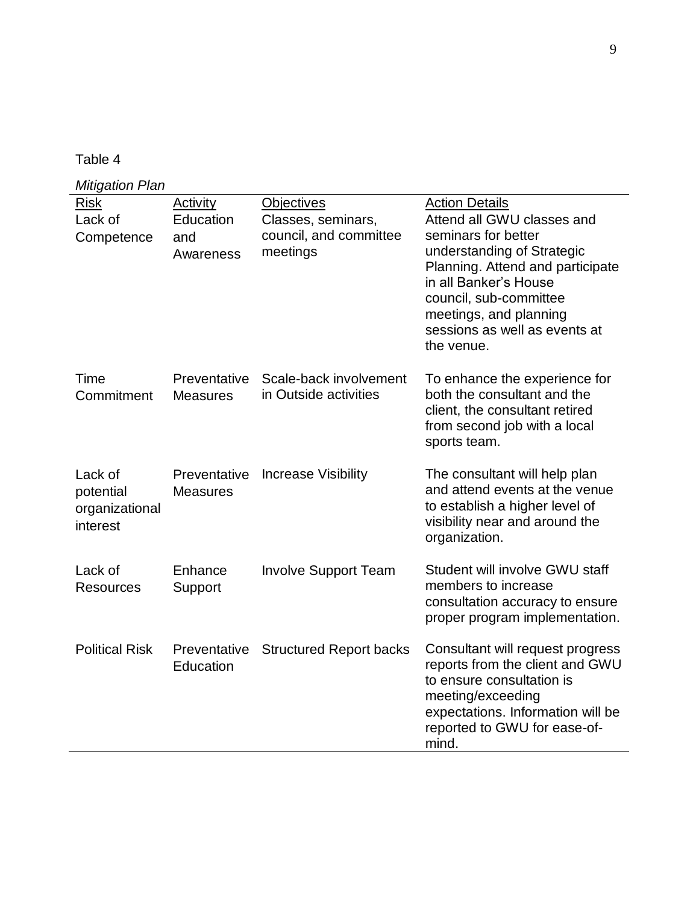Table 4

*Mitigation Plan*

| Risk | Activity | Objectives | Action Details |
|---|---|---|---|
| Lack of Competence | Education and Awareness | Classes, seminars, council, and committee meetings | Attend all GWU classes and seminars for better understanding of Strategic Planning. Attend and participate in all Banker's House council, sub-committee meetings, and planning sessions as well as events at the venue. |
| Time Commitment | Preventative Measures | Scale-back involvement in Outside activities | To enhance the experience for both the consultant and the client, the consultant retired from second job with a local sports team. |
| Lack of potential organizational interest | Preventative Measures | Increase Visibility | The consultant will help plan and attend events at the venue to establish a higher level of visibility near and around the organization. |
| Lack of Resources | Enhance Support | Involve Support Team | Student will involve GWU staff members to increase consultation accuracy to ensure proper program implementation. |
| Political Risk | Preventative Education | Structured Report backs | Consultant will request progress reports from the client and GWU to ensure consultation is meeting/exceeding expectations. Information will be reported to GWU for ease-of-mind. |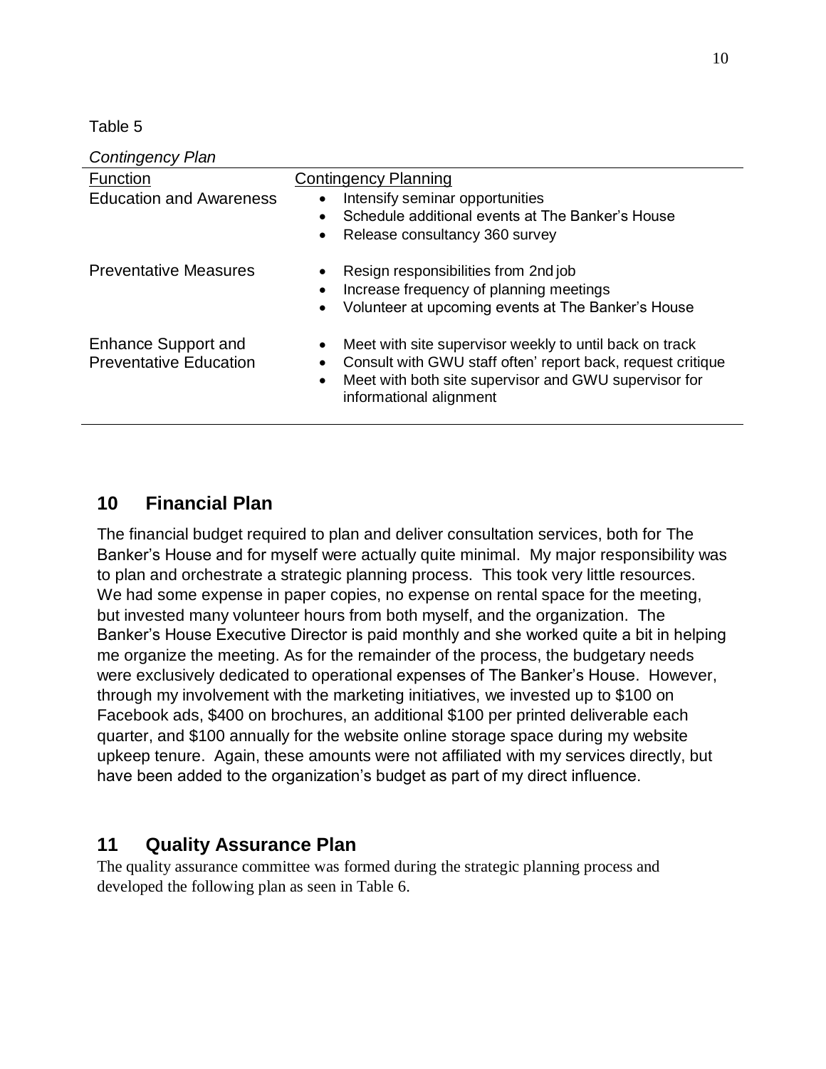Table 5

*Contingency Plan*

| Function | Contingency Planning |
| --- | --- |
| Education and Awareness | • Intensify seminar opportunities<br>• Schedule additional events at The Banker's House<br>• Release consultancy 360 survey |
| Preventative Measures | • Resign responsibilities from 2nd job<br>• Increase frequency of planning meetings<br>• Volunteer at upcoming events at The Banker's House |
| Enhance Support and Preventative Education | • Meet with site supervisor weekly to until back on track<br>• Consult with GWU staff often' report back, request critique<br>• Meet with both site supervisor and GWU supervisor for informational alignment |

## 10 Financial Plan

The financial budget required to plan and deliver consultation services, both for The Banker's House and for myself were actually quite minimal. My major responsibility was to plan and orchestrate a strategic planning process. This took very little resources. We had some expense in paper copies, no expense on rental space for the meeting, but invested many volunteer hours from both myself, and the organization. The Banker's House Executive Director is paid monthly and she worked quite a bit in helping me organize the meeting. As for the remainder of the process, the budgetary needs were exclusively dedicated to operational expenses of The Banker's House. However, through my involvement with the marketing initiatives, we invested up to $100 on Facebook ads, $400 on brochures, an additional $100 per printed deliverable each quarter, and $100 annually for the website online storage space during my website upkeep tenure. Again, these amounts were not affiliated with my services directly, but have been added to the organization's budget as part of my direct influence.

## 11 Quality Assurance Plan

The quality assurance committee was formed during the strategic planning process and developed the following plan as seen in Table 6.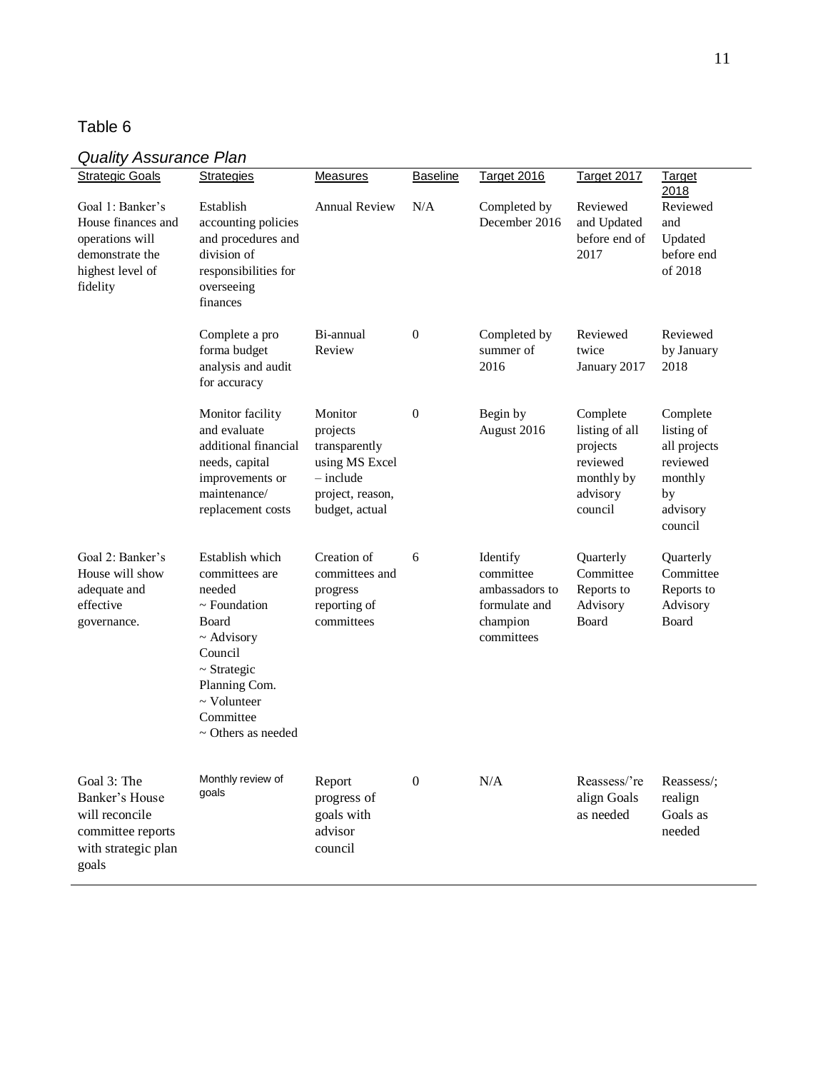Table 6

*Quality Assurance Plan*

| Strategic Goals | Strategies | Measures | Baseline | Target 2016 | Target 2017 | Target 2018 |
|---|---|---|---|---|---|---|
| Goal 1: Banker's House finances and operations will demonstrate the highest level of fidelity | Establish accounting policies and procedures and division of responsibilities for overseeing finances | Annual Review | N/A | Completed by December 2016 | Reviewed and Updated before end of 2017 | Reviewed and Updated before end of 2018 |
| | Complete a pro forma budget analysis and audit for accuracy | Bi-annual Review | 0 | Completed by summer of 2016 | Reviewed twice January 2017 | Reviewed by January 2018 |
| | Monitor facility and evaluate additional financial needs, capital improvements or maintenance/ replacement costs | Monitor projects transparently using MS Excel – include project, reason, budget, actual | 0 | Begin by August 2016 | Complete listing of all projects reviewed monthly by advisory council | Complete listing of all projects reviewed monthly by advisory council |
| Goal 2: Banker's House will show adequate and effective governance. | Establish which committees are needed ~ Foundation Board ~ Advisory Council ~ Strategic Planning Com. ~ Volunteer Committee ~ Others as needed | Creation of committees and progress reporting of committees | 6 | Identify committee ambassadors to formulate and champion committees | Quarterly Committee Reports to Advisory Board | Quarterly Committee Reports to Advisory Board |
| Goal 3: The Banker's House will reconcile committee reports with strategic plan goals | Monthly review of goals | Report progress of goals with advisor council | 0 | N/A | Reassess/'re align Goals as needed | Reassess/; realign Goals as needed |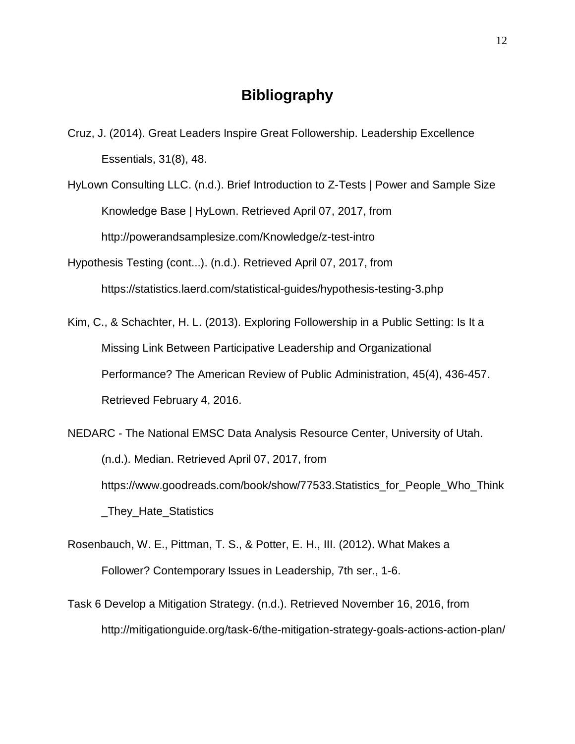# Bibliography

Cruz, J. (2014). Great Leaders Inspire Great Followership. Leadership Excellence Essentials, 31(8), 48.

HyLown Consulting LLC. (n.d.). Brief Introduction to Z-Tests | Power and Sample Size Knowledge Base | HyLown. Retrieved April 07, 2017, from http://powerandsamplesize.com/Knowledge/z-test-intro

Hypothesis Testing (cont...). (n.d.). Retrieved April 07, 2017, from https://statistics.laerd.com/statistical-guides/hypothesis-testing-3.php

Kim, C., & Schachter, H. L. (2013). Exploring Followership in a Public Setting: Is It a Missing Link Between Participative Leadership and Organizational Performance? The American Review of Public Administration, 45(4), 436-457. Retrieved February 4, 2016.

NEDARC - The National EMSC Data Analysis Resource Center, University of Utah. (n.d.). Median. Retrieved April 07, 2017, from https://www.goodreads.com/book/show/77533.Statistics_for_People_Who_Think_They_Hate_Statistics

Rosenbauch, W. E., Pittman, T. S., & Potter, E. H., III. (2012). What Makes a Follower? Contemporary Issues in Leadership, 7th ser., 1-6.

Task 6 Develop a Mitigation Strategy. (n.d.). Retrieved November 16, 2016, from http://mitigationguide.org/task-6/the-mitigation-strategy-goals-actions-action-plan/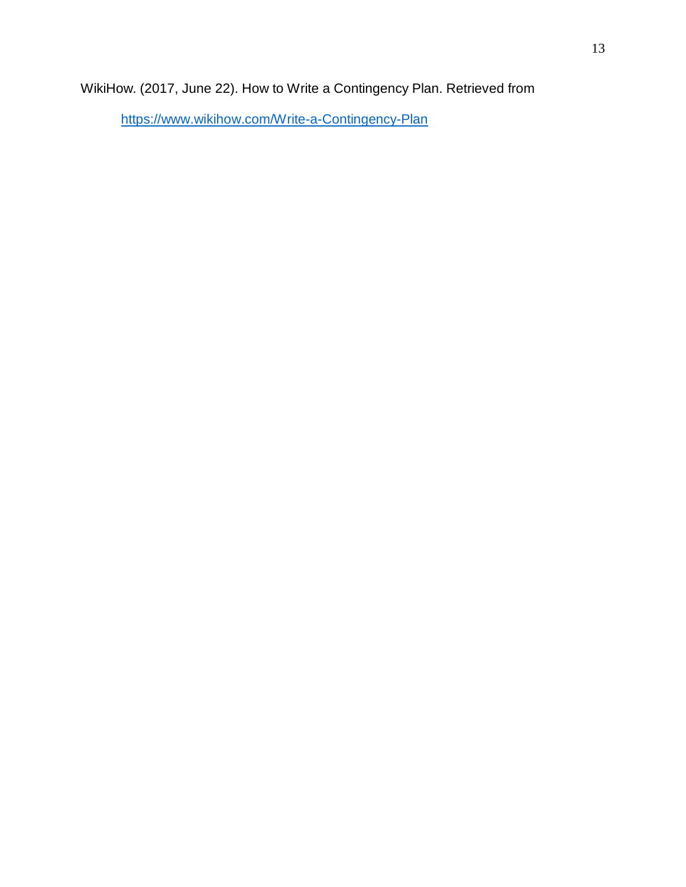WikiHow. (2017, June 22). How to Write a Contingency Plan. Retrieved from https://www.wikihow.com/Write-a-Contingency-Plan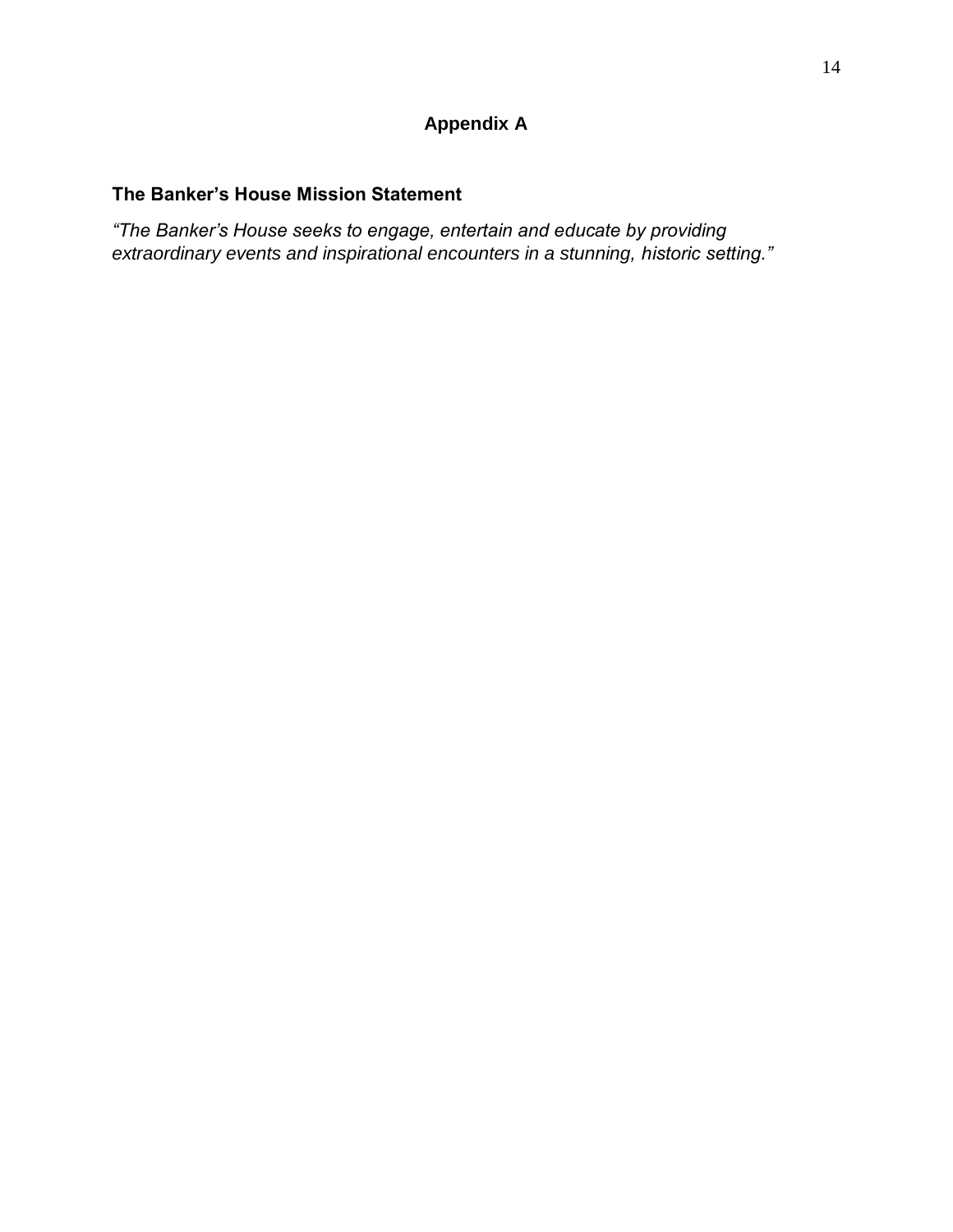# Appendix A

## The Banker's House Mission Statement

*"The Banker's House seeks to engage, entertain and educate by providing extraordinary events and inspirational encounters in a stunning, historic setting."*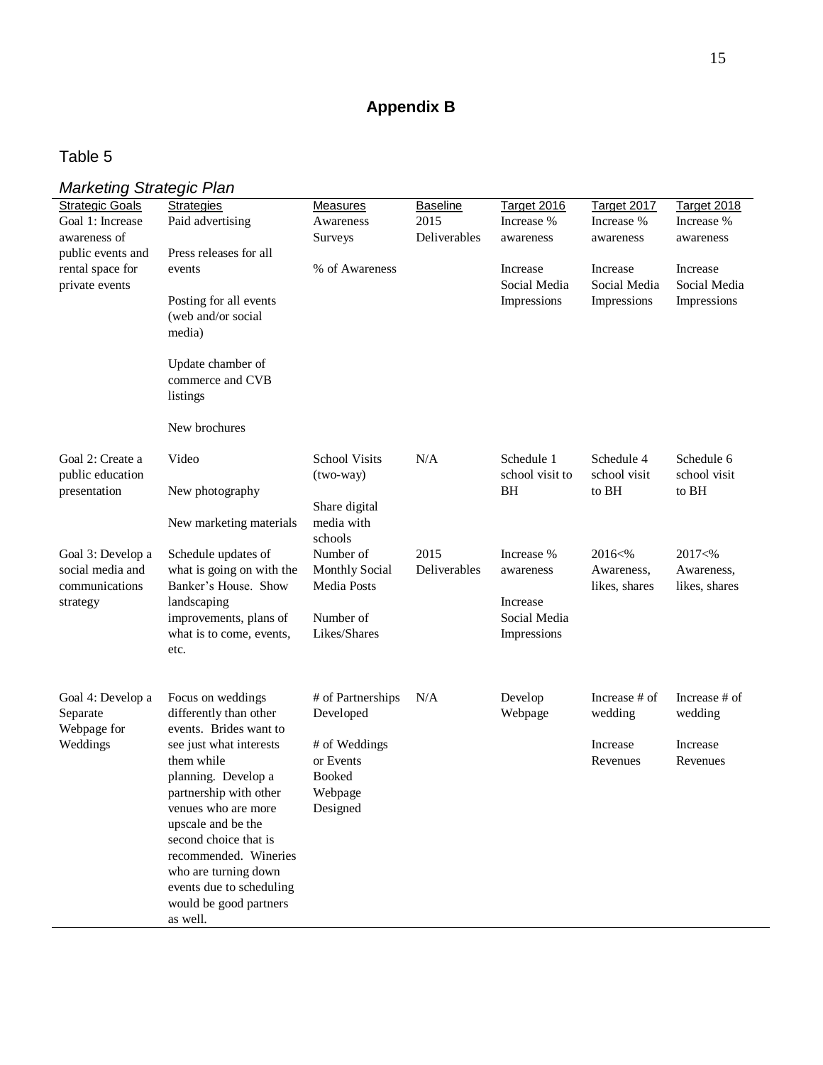## Appendix B

Table 5

*Marketing Strategic Plan*

| Strategic Goals | Strategies | Measures | Baseline | Target 2016 | Target 2017 | Target 2018 |
|---|---|---|---|---|---|---|
| Goal 1: Increase awareness of public events and rental space for private events | Paid advertising<br><br>Press releases for all events<br><br>Posting for all events (web and/or social media)<br><br>Update chamber of commerce and CVB listings<br><br>New brochures | Awareness Surveys<br><br>% of Awareness | 2015 Deliverables | Increase % awareness<br><br>Increase Social Media Impressions | Increase % awareness<br><br>Increase Social Media Impressions | Increase % awareness<br><br>Increase Social Media Impressions |
| Goal 2: Create a public education presentation | Video<br><br>New photography<br><br>New marketing materials | School Visits (two-way)<br><br>Share digital media with schools | N/A | Schedule 1 school visit to BH | Schedule 4 school visit to BH | Schedule 6 school visit to BH |
| Goal 3: Develop a social media and communications strategy | Schedule updates of what is going on with the Banker's House. Show landscaping improvements, plans of what is to come, events, etc. | Number of Monthly Social Media Posts<br><br>Number of Likes/Shares | 2015 Deliverables | Increase % awareness<br><br>Increase Social Media Impressions | 2016<% Awareness, likes, shares | 2017<% Awareness, likes, shares |
| Goal 4: Develop a Separate Webpage for Weddings | Focus on weddings differently than other events. Brides want to see just what interests them while planning. Develop a partnership with other venues who are more upscale and be the second choice that is recommended. Wineries who are turning down events due to scheduling would be good partners as well. | # of Partnerships Developed<br><br># of Weddings or Events Booked<br>Webpage Designed | N/A | Develop Webpage | Increase # of wedding<br><br>Increase Revenues | Increase # of wedding<br><br>Increase Revenues |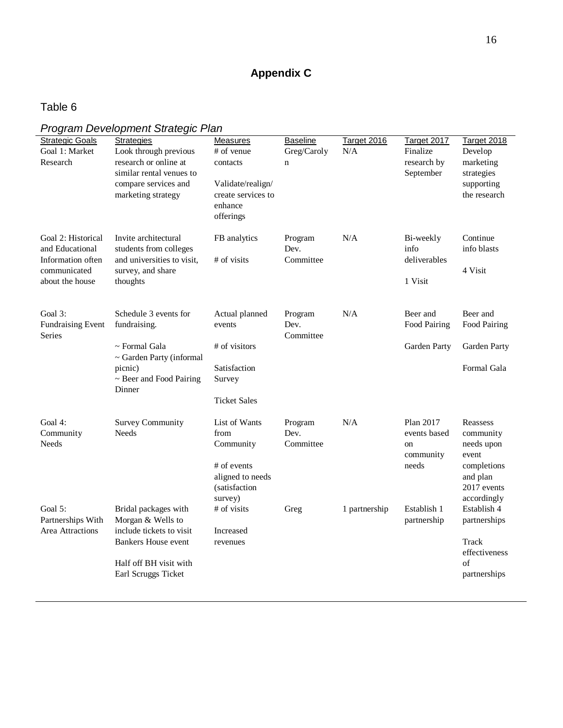# Appendix C

Table 6

*Program Development Strategic Plan*

| Strategic Goals | Strategies | Measures | Baseline | Target 2016 | Target 2017 | Target 2018 |
|---|---|---|---|---|---|---|
| Goal 1: Market Research | Look through previous research or online at similar rental venues to compare services and marketing strategy | # of venue contacts<br><br>Validate/realign/ create services to enhance offerings | Greg/Carolyn | N/A | Finalize research by September | Develop marketing strategies supporting the research |
| Goal 2: Historical and Educational Information often communicated about the house | Invite architectural students from colleges and universities to visit, survey, and share thoughts | FB analytics<br><br># of visits | Program Dev. Committee | N/A | Bi-weekly info deliverables<br><br>1 Visit | Continue info blasts<br><br>4 Visit |
| Goal 3: Fundraising Event Series | Schedule 3 events for fundraising.<br><br>~ Formal Gala<br>~ Garden Party (informal picnic)<br>~ Beer and Food Pairing Dinner | Actual planned events<br><br># of visitors<br><br>Satisfaction Survey<br><br>Ticket Sales | Program Dev. Committee | N/A | Beer and Food Pairing<br><br>Garden Party | Beer and Food Pairing<br><br>Garden Party<br><br>Formal Gala |
| Goal 4: Community Needs | Survey Community Needs | List of Wants from Community<br><br># of events aligned to needs (satisfaction survey) | Program Dev. Committee | N/A | Plan 2017 events based on community needs | Reassess community needs upon event completions and plan 2017 events accordingly |
| Goal 5: Partnerships With Area Attractions | Bridal packages with Morgan & Wells to include tickets to visit Bankers House event<br><br>Half off BH visit with Earl Scruggs Ticket | # of visits<br><br>Increased revenues | Greg | 1 partnership | Establish 1 partnership | Establish 4 partnerships<br><br>Track effectiveness of partnerships |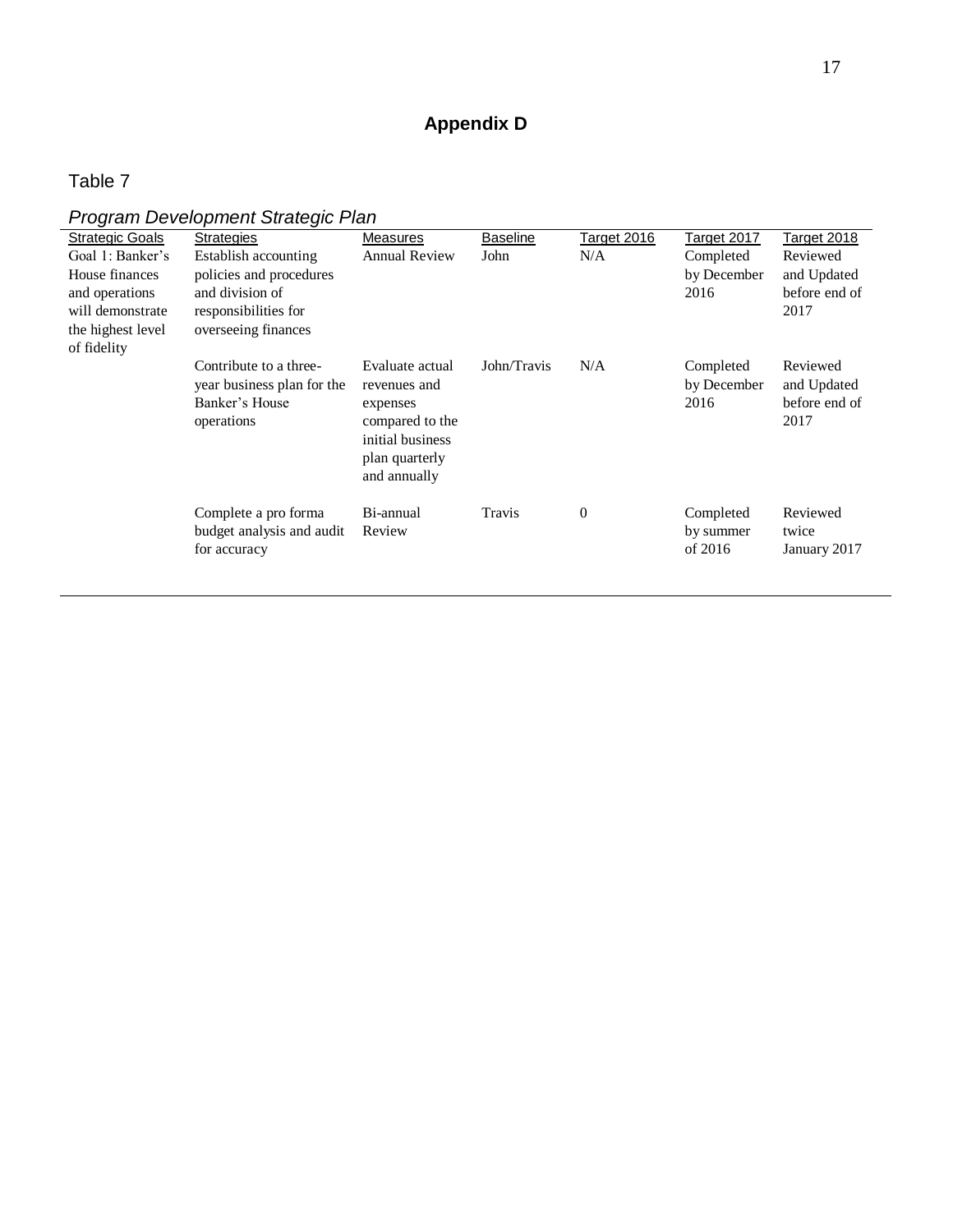## Appendix D

Table 7

*Program Development Strategic Plan*

| Strategic Goals | Strategies | Measures | Baseline | Target 2016 | Target 2017 | Target 2018 |
|---|---|---|---|---|---|---|
| Goal 1: Banker's House finances and operations will demonstrate the highest level of fidelity | Establish accounting policies and procedures and division of responsibilities for overseeing finances | Annual Review | John | N/A | Completed by December 2016 | Reviewed and Updated before end of 2017 |
| | Contribute to a three-year business plan for the Banker's House operations | Evaluate actual revenues and expenses compared to the initial business plan quarterly and annually | John/Travis | N/A | Completed by December 2016 | Reviewed and Updated before end of 2017 |
| | Complete a pro forma budget analysis and audit for accuracy | Bi-annual Review | Travis | 0 | Completed by summer of 2016 | Reviewed twice January 2017 |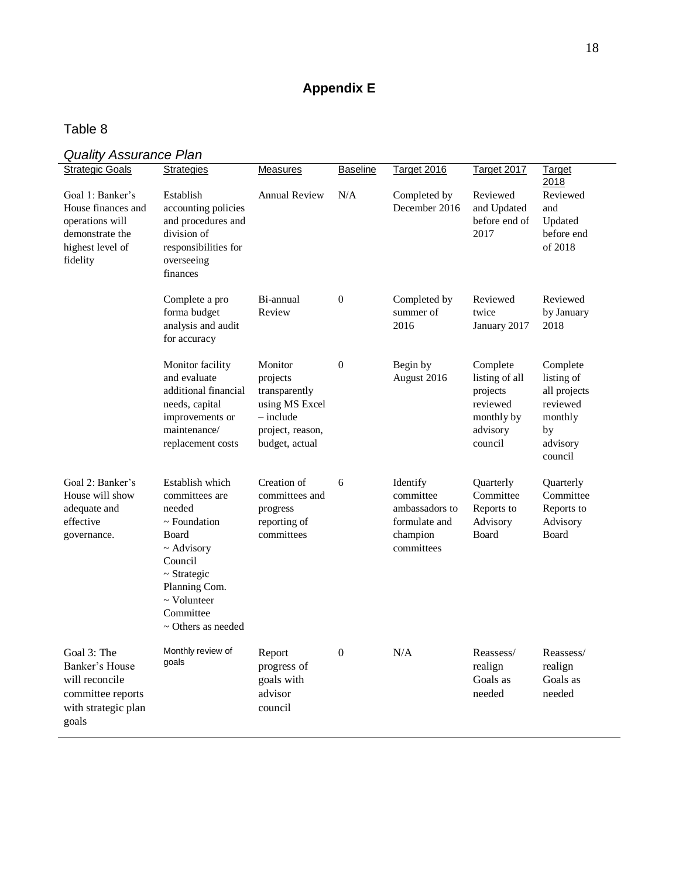# Appendix E

Table 8

*Quality Assurance Plan*

| Strategic Goals | Strategies | Measures | Baseline | Target 2016 | Target 2017 | Target 2018 |
|---|---|---|---|---|---|---|
| Goal 1: Banker's House finances and operations will demonstrate the highest level of fidelity | Establish accounting policies and procedures and division of responsibilities for overseeing finances | Annual Review | N/A | Completed by December 2016 | Reviewed and Updated before end of 2017 | Reviewed and Updated before end of 2018 |
| | Complete a pro forma budget analysis and audit for accuracy | Bi-annual Review | 0 | Completed by summer of 2016 | Reviewed twice January 2017 | Reviewed by January 2018 |
| | Monitor facility and evaluate additional financial needs, capital improvements or maintenance/ replacement costs | Monitor projects transparently using MS Excel – include project, reason, budget, actual | 0 | Begin by August 2016 | Complete listing of all projects reviewed monthly by advisory council | Complete listing of all projects reviewed monthly by advisory council |
| Goal 2: Banker's House will show adequate and effective governance. | Establish which committees are needed ~ Foundation Board ~ Advisory Council ~ Strategic Planning Com. ~ Volunteer Committee ~ Others as needed | Creation of committees and progress reporting of committees | 6 | Identify committee ambassadors to formulate and champion committees | Quarterly Committee Reports to Advisory Board | Quarterly Committee Reports to Advisory Board |
| Goal 3: The Banker's House will reconcile committee reports with strategic plan goals | Monthly review of goals | Report progress of goals with advisor council | 0 | N/A | Reassess/ realign Goals as needed | Reassess/ realign Goals as needed |